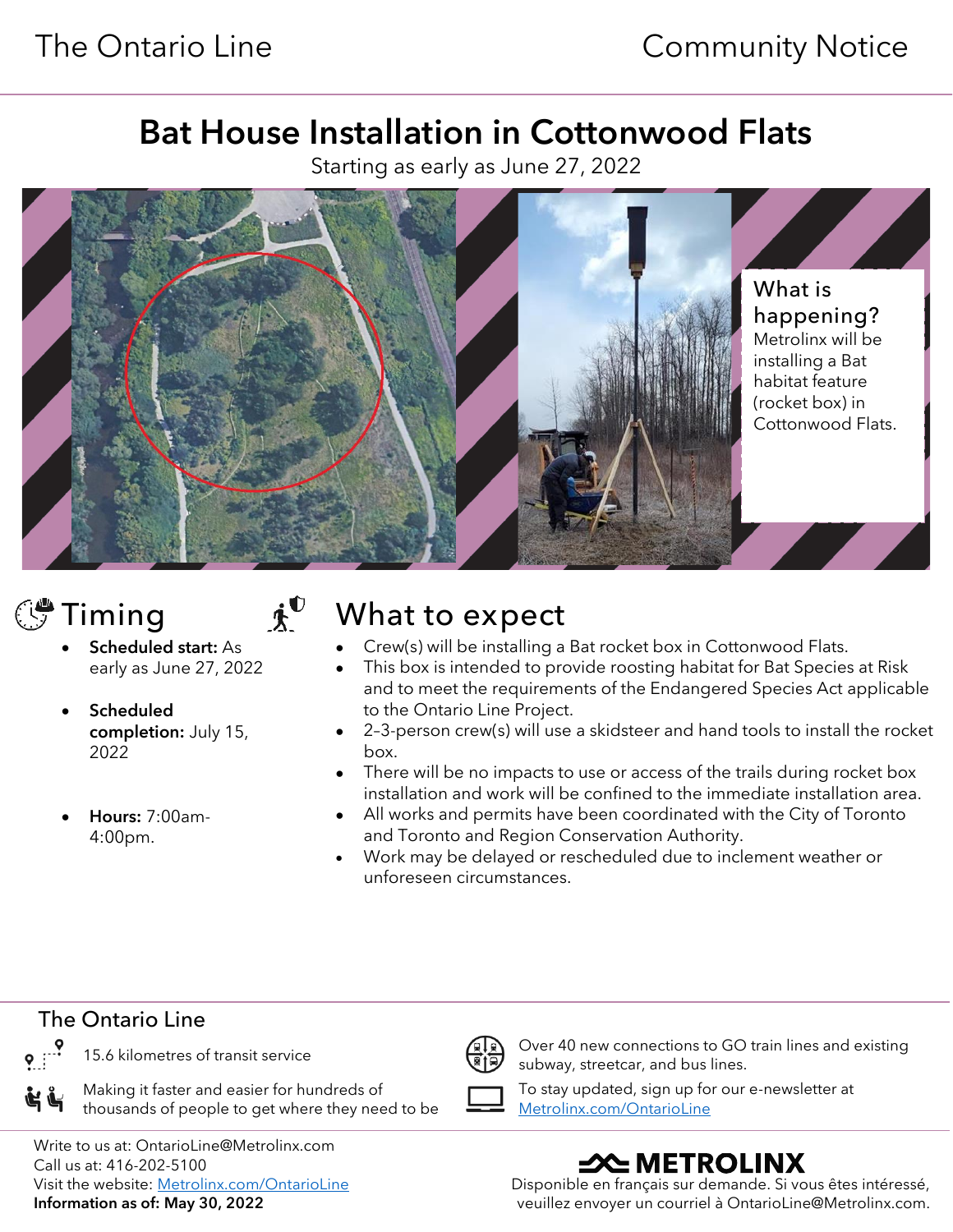The Ontario Line | Community Notice

# Bat House Installation in Cottonwood Flats

Starting as early as June 27, 2022

### What is happening?

Metrolinx will be installing a Bat habitat feature (rocket box) in Cottonwood Flats.

## Timing

- **Scheduled start:** As early as June 27, 2022
- **Scheduled completion:** July 15, 2022
- **Hours:** 7:00am-4:00pm.

## What to expect

- Crew(s) will be installing a Bat rocket box in Cottonwood Flats.
- This box is intended to provide roosting habitat for Bat Species at Risk and to meet the requirements of the Endangered Species Act applicable to the Ontario Line Project.
- 2–3-person crew(s) will use a skidsteer and hand tools to install the rocket box.
- There will be no impacts to use or access of the trails during rocket box installation and work will be confined to the immediate installation area.
- All works and permits have been coordinated with the City of Toronto and Toronto and Region Conservation Authority.
- Work may be delayed or rescheduled due to inclement weather or unforeseen circumstances.

## The Ontario Line

- 15.6 kilometres of transit service
- Making it faster and easier for hundreds of thousands of people to get where they need to be
- Over 40 new connections to GO train lines and existing subway, streetcar, and bus lines.
- To stay updated, sign up for our e-newsletter at [Metrolinx.com/OntarioLine](Metrolinx.com/OntarioLine)

Write to us at: OntarioLine@Metrolinx.com
Call us at: 416-202-5100
Visit the website: [Metrolinx.com/OntarioLine](Metrolinx.com/OntarioLine)
**Information as of: May 30, 2022**

METROLINX

Disponible en français sur demande. Si vous êtes intéressé, veuillez envoyer un courriel à OntarioLine@Metrolinx.com.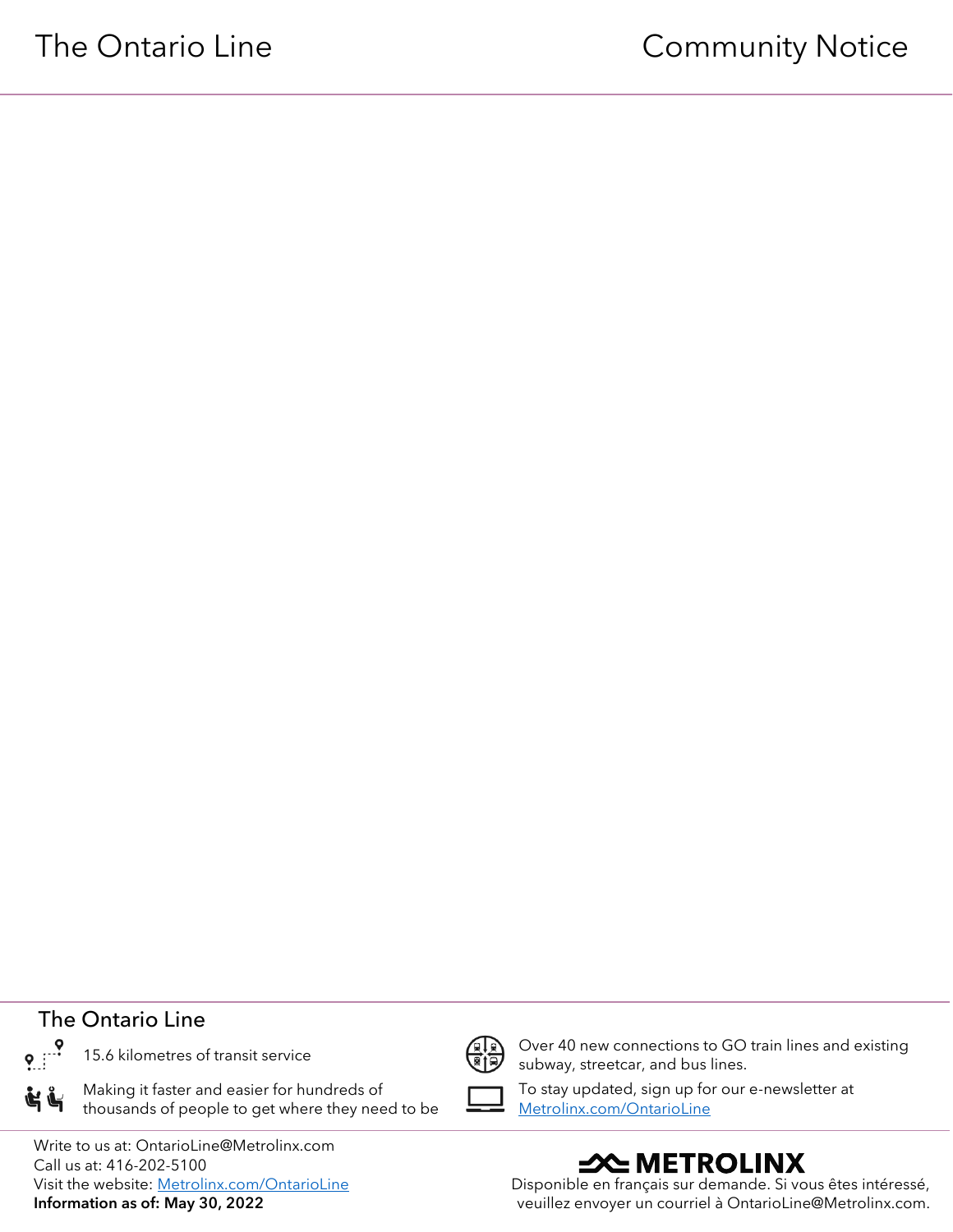## The Ontario Line

- 15.6 kilometres of transit service
- Making it faster and easier for hundreds of thousands of people to get where they need to be
- Over 40 new connections to GO train lines and existing subway, streetcar, and bus lines.
- To stay updated, sign up for our e-newsletter at Metrolinx.com/OntarioLine

Write to us at: OntarioLine@Metrolinx.com
Call us at: 416-202-5100
Visit the website: Metrolinx.com/OntarioLine
**Information as of: May 30, 2022**

METROLINX

Disponible en français sur demande. Si vous êtes intéressé, veuillez envoyer un courriel à OntarioLine@Metrolinx.com.